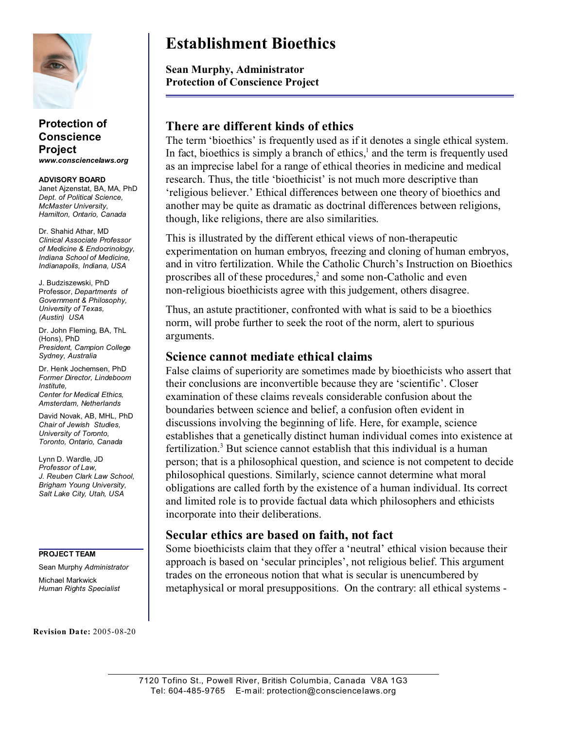# Establishment Bioethics

**Sean Murphy, Administrator**
**Protection of Conscience Project**

**Protection of Conscience Project**
***www.consciencelaws.org***

**ADVISORY BOARD**

Janet Ajzenstat, BA, MA, PhD
*Dept. of Political Science, McMaster University, Hamilton, Ontario, Canada*

Dr. Shahid Athar, MD
*Clinical Associate Professor of Medicine & Endocrinology, Indiana School of Medicine, Indianapolis, Indiana, USA*

J. Budziszewski, PhD
Professor, *Departments of Government & Philosophy, University of Texas, (Austin) USA*

Dr. John Fleming, BA, ThL (Hons), PhD
*President, Campion College Sydney, Australia*

Dr. Henk Jochemsen, PhD
*Former Director, Lindeboom Institute, Center for Medical Ethics, Amsterdam, Netherlands*

David Novak, AB, MHL, PhD
*Chair of Jewish Studies, University of Toronto, Toronto, Ontario, Canada*

Lynn D. Wardle, JD
*Professor of Law, J. Reuben Clark Law School, Brigham Young University, Salt Lake City, Utah, USA*

**PROJECT TEAM**

Sean Murphy *Administrator*

Michael Markwick
*Human Rights Specialist*

**Revision Date:** 2005-08-20

## There are different kinds of ethics

The term 'bioethics' is frequently used as if it denotes a single ethical system. In fact, bioethics is simply a branch of ethics,[1] and the term is frequently used as an imprecise label for a range of ethical theories in medicine and medical research. Thus, the title 'bioethicist' is not much more descriptive than 'religious believer.' Ethical differences between one theory of bioethics and another may be quite as dramatic as doctrinal differences between religions, though, like religions, there are also similarities.

This is illustrated by the different ethical views of non-therapeutic experimentation on human embryos, freezing and cloning of human embryos, and in vitro fertilization. While the Catholic Church's Instruction on Bioethics proscribes all of these procedures,[2] and some non-Catholic and even non-religious bioethicists agree with this judgement, others disagree.

Thus, an astute practitioner, confronted with what is said to be a bioethics norm, will probe further to seek the root of the norm, alert to spurious arguments.

## Science cannot mediate ethical claims

False claims of superiority are sometimes made by bioethicists who assert that their conclusions are inconvertible because they are 'scientific'. Closer examination of these claims reveals considerable confusion about the boundaries between science and belief, a confusion often evident in discussions involving the beginning of life. Here, for example, science establishes that a genetically distinct human individual comes into existence at fertilization.[3] But science cannot establish that this individual is a human person; that is a philosophical question, and science is not competent to decide philosophical questions. Similarly, science cannot determine what moral obligations are called forth by the existence of a human individual. Its correct and limited role is to provide factual data which philosophers and ethicists incorporate into their deliberations.

## Secular ethics are based on faith, not fact

Some bioethicists claim that they offer a 'neutral' ethical vision because their approach is based on 'secular principles', not religious belief. This argument trades on the erroneous notion that what is secular is unencumbered by metaphysical or moral presuppositions. On the contrary: all ethical systems -

7120 Tofino St., Powell River, British Columbia, Canada V8A 1G3
Tel: 604-485-9765 E-mail: protection@consciencelaws.org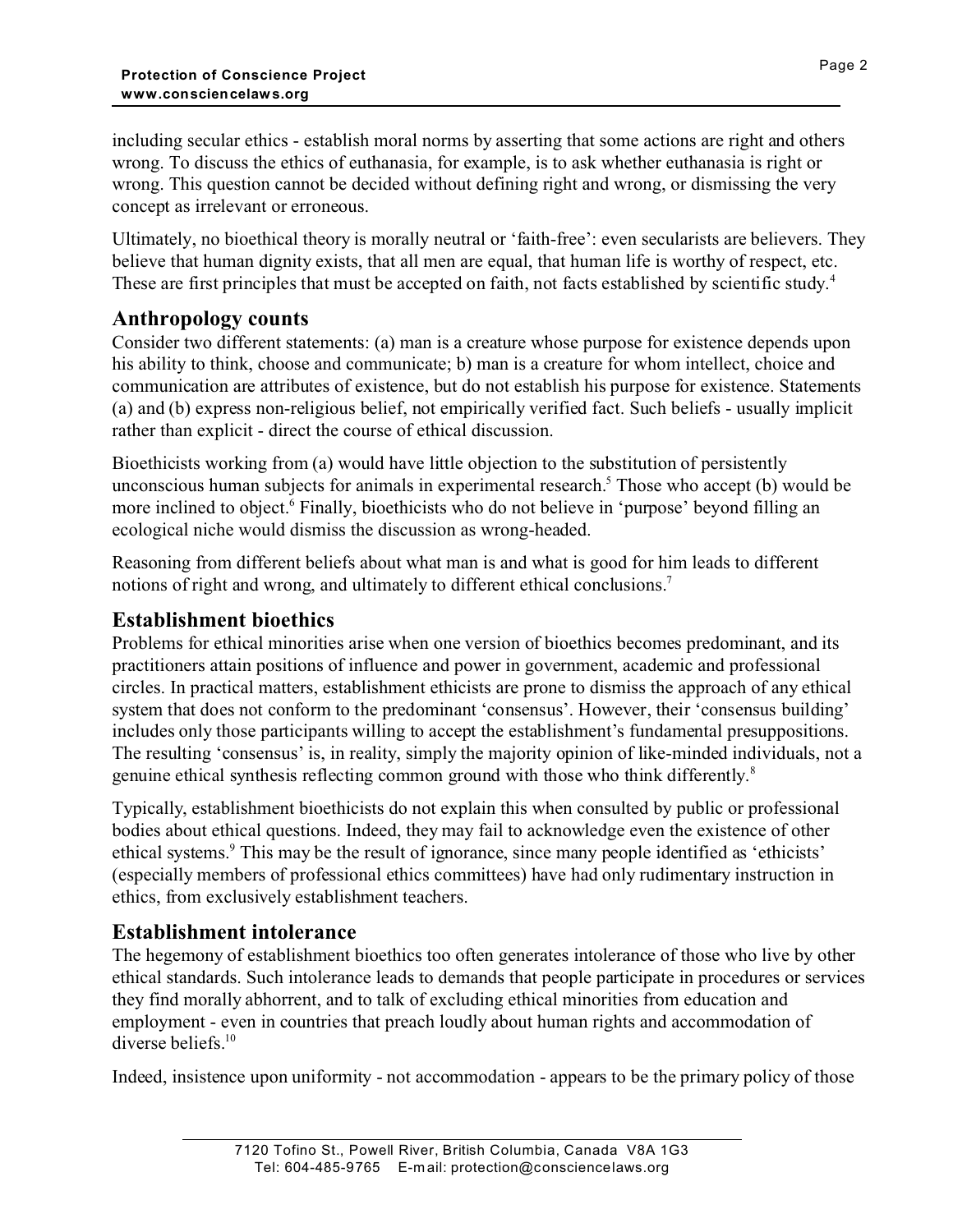including secular ethics - establish moral norms by asserting that some actions are right and others wrong. To discuss the ethics of euthanasia, for example, is to ask whether euthanasia is right or wrong. This question cannot be decided without defining right and wrong, or dismissing the very concept as irrelevant or erroneous.

Ultimately, no bioethical theory is morally neutral or 'faith-free': even secularists are believers. They believe that human dignity exists, that all men are equal, that human life is worthy of respect, etc. These are first principles that must be accepted on faith, not facts established by scientific study.[4]

## Anthropology counts

Consider two different statements: (a) man is a creature whose purpose for existence depends upon his ability to think, choose and communicate; b) man is a creature for whom intellect, choice and communication are attributes of existence, but do not establish his purpose for existence. Statements (a) and (b) express non-religious belief, not empirically verified fact. Such beliefs - usually implicit rather than explicit - direct the course of ethical discussion.

Bioethicists working from (a) would have little objection to the substitution of persistently unconscious human subjects for animals in experimental research.[5] Those who accept (b) would be more inclined to object.[6] Finally, bioethicists who do not believe in 'purpose' beyond filling an ecological niche would dismiss the discussion as wrong-headed.

Reasoning from different beliefs about what man is and what is good for him leads to different notions of right and wrong, and ultimately to different ethical conclusions.[7]

## Establishment bioethics

Problems for ethical minorities arise when one version of bioethics becomes predominant, and its practitioners attain positions of influence and power in government, academic and professional circles. In practical matters, establishment ethicists are prone to dismiss the approach of any ethical system that does not conform to the predominant 'consensus'. However, their 'consensus building' includes only those participants willing to accept the establishment's fundamental presuppositions. The resulting 'consensus' is, in reality, simply the majority opinion of like-minded individuals, not a genuine ethical synthesis reflecting common ground with those who think differently.[8]

Typically, establishment bioethicists do not explain this when consulted by public or professional bodies about ethical questions. Indeed, they may fail to acknowledge even the existence of other ethical systems.[9] This may be the result of ignorance, since many people identified as 'ethicists' (especially members of professional ethics committees) have had only rudimentary instruction in ethics, from exclusively establishment teachers.

## Establishment intolerance

The hegemony of establishment bioethics too often generates intolerance of those who live by other ethical standards. Such intolerance leads to demands that people participate in procedures or services they find morally abhorrent, and to talk of excluding ethical minorities from education and employment - even in countries that preach loudly about human rights and accommodation of diverse beliefs.[10]

Indeed, insistence upon uniformity - not accommodation - appears to be the primary policy of those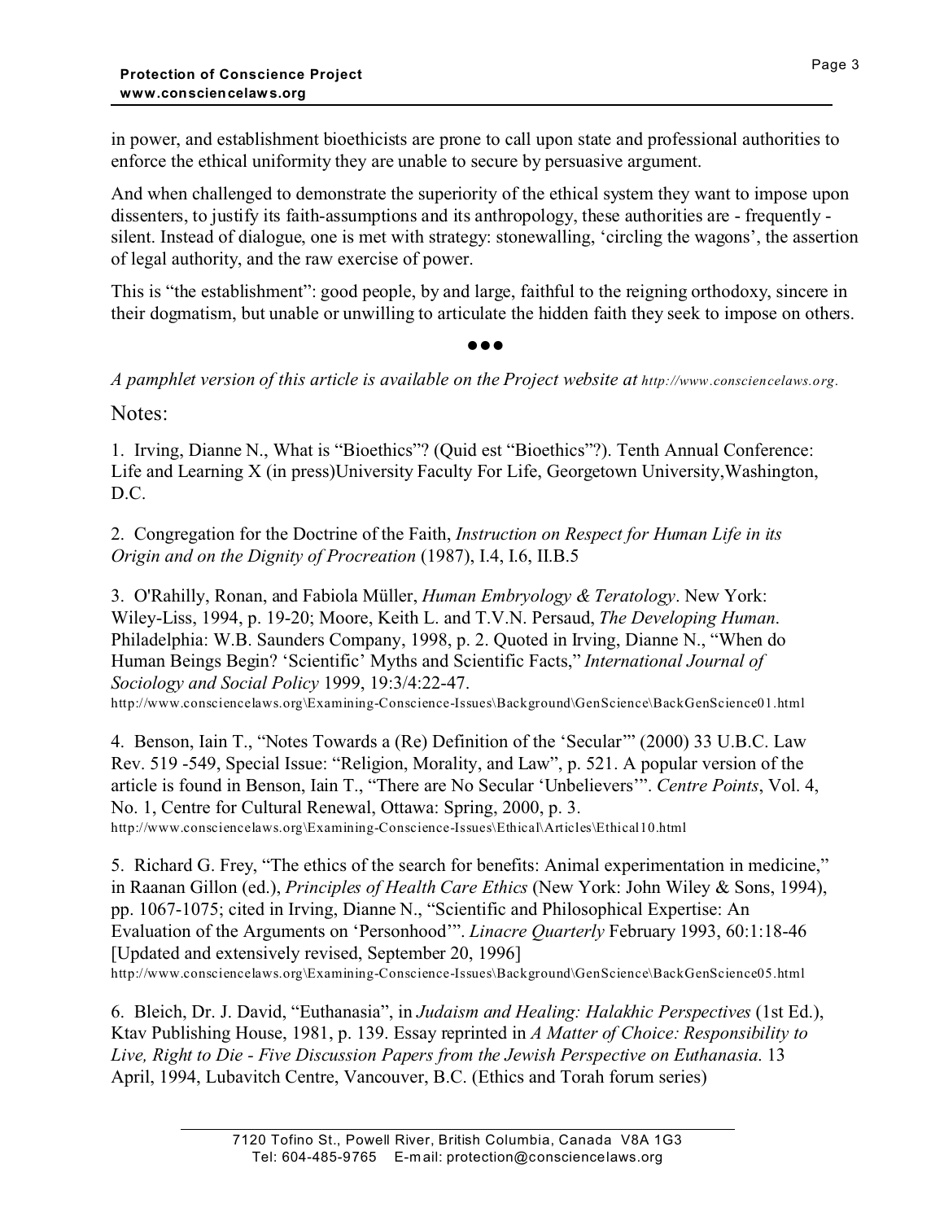in power, and establishment bioethicists are prone to call upon state and professional authorities to enforce the ethical uniformity they are unable to secure by persuasive argument.

And when challenged to demonstrate the superiority of the ethical system they want to impose upon dissenters, to justify its faith-assumptions and its anthropology, these authorities are - frequently - silent. Instead of dialogue, one is met with strategy: stonewalling, 'circling the wagons', the assertion of legal authority, and the raw exercise of power.

This is "the establishment": good people, by and large, faithful to the reigning orthodoxy, sincere in their dogmatism, but unable or unwilling to articulate the hidden faith they seek to impose on others.

●●●

*A pamphlet version of this article is available on the Project website at http://www.consciencelaws.org.*

Notes:

1. Irving, Dianne N., What is "Bioethics"? (Quid est "Bioethics"?). Tenth Annual Conference: Life and Learning X (in press)University Faculty For Life, Georgetown University,Washington, D.C.

2. Congregation for the Doctrine of the Faith, *Instruction on Respect for Human Life in its Origin and on the Dignity of Procreation* (1987), I.4, I.6, II.B.5

3. O'Rahilly, Ronan, and Fabiola Müller, *Human Embryology & Teratology*. New York: Wiley-Liss, 1994, p. 19-20; Moore, Keith L. and T.V.N. Persaud, *The Developing Human*. Philadelphia: W.B. Saunders Company, 1998, p. 2. Quoted in Irving, Dianne N., "When do Human Beings Begin? 'Scientific' Myths and Scientific Facts," *International Journal of Sociology and Social Policy* 1999, 19:3/4:22-47.
http://www.consciencelaws.org\Examining-Conscience-Issues\Background\GenScience\BackGenScience01.html

4. Benson, Iain T., "Notes Towards a (Re) Definition of the 'Secular'" (2000) 33 U.B.C. Law Rev. 519 -549, Special Issue: "Religion, Morality, and Law", p. 521. A popular version of the article is found in Benson, Iain T., "There are No Secular 'Unbelievers'". *Centre Points*, Vol. 4, No. 1, Centre for Cultural Renewal, Ottawa: Spring, 2000, p. 3.
http://www.consciencelaws.org\Examining-Conscience-Issues\Ethical\Articles\Ethical10.html

5. Richard G. Frey, "The ethics of the search for benefits: Animal experimentation in medicine," in Raanan Gillon (ed.), *Principles of Health Care Ethics* (New York: John Wiley & Sons, 1994), pp. 1067-1075; cited in Irving, Dianne N., "Scientific and Philosophical Expertise: An Evaluation of the Arguments on 'Personhood'". *Linacre Quarterly* February 1993, 60:1:18-46 [Updated and extensively revised, September 20, 1996]
http://www.consciencelaws.org\Examining-Conscience-Issues\Background\GenScience\BackGenScience05.html

6. Bleich, Dr. J. David, "Euthanasia", in *Judaism and Healing: Halakhic Perspectives* (1st Ed.), Ktav Publishing House, 1981, p. 139. Essay reprinted in *A Matter of Choice: Responsibility to Live, Right to Die - Five Discussion Papers from the Jewish Perspective on Euthanasia*. 13 April, 1994, Lubavitch Centre, Vancouver, B.C. (Ethics and Torah forum series)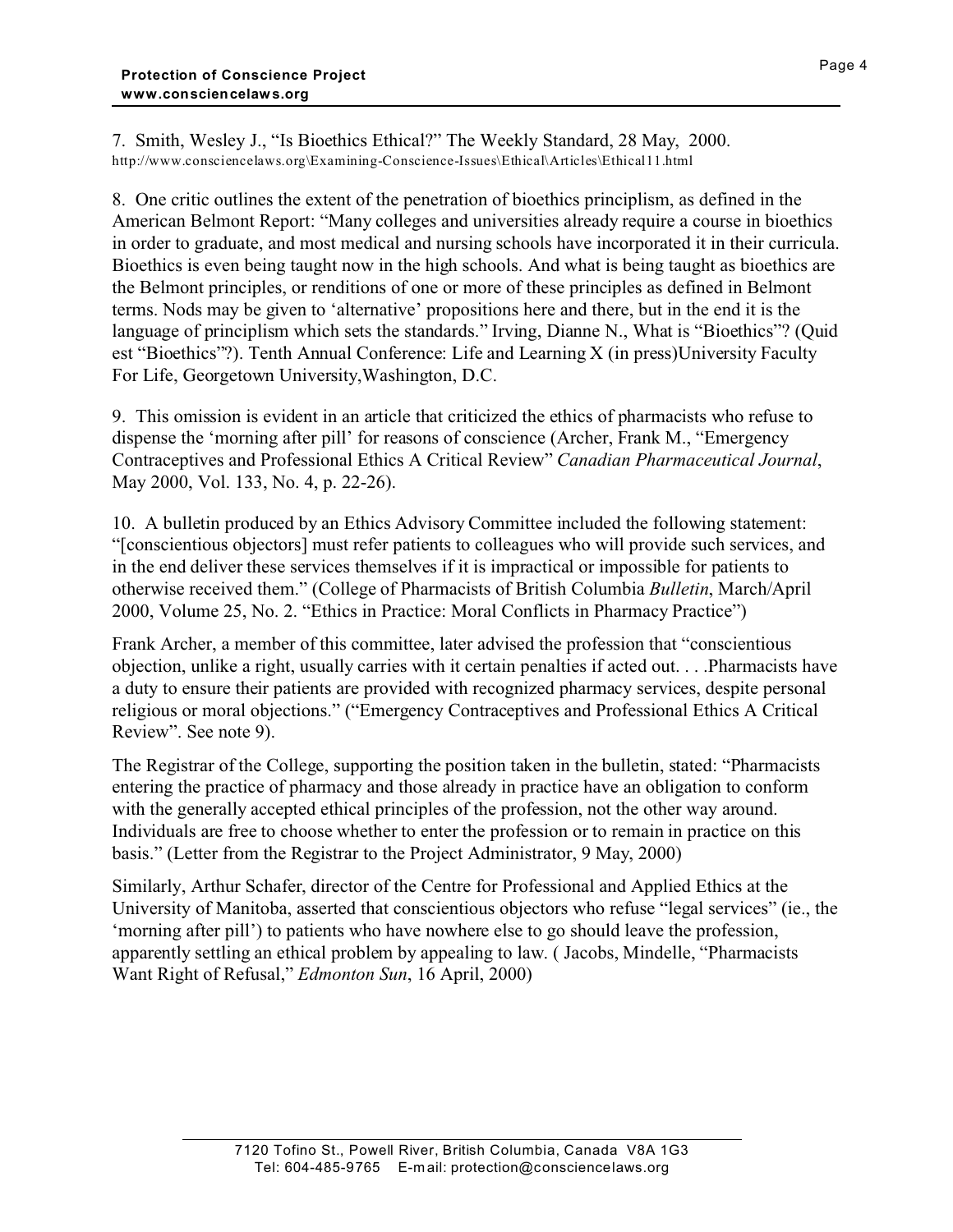7. Smith, Wesley J., "Is Bioethics Ethical?" The Weekly Standard, 28 May, 2000. http://www.consciencelaws.org\Examining-Conscience-Issues\Ethical\Articles\Ethical11.html

8. One critic outlines the extent of the penetration of bioethics principlism, as defined in the American Belmont Report: "Many colleges and universities already require a course in bioethics in order to graduate, and most medical and nursing schools have incorporated it in their curricula. Bioethics is even being taught now in the high schools. And what is being taught as bioethics are the Belmont principles, or renditions of one or more of these principles as defined in Belmont terms. Nods may be given to 'alternative' propositions here and there, but in the end it is the language of principlism which sets the standards." Irving, Dianne N., What is "Bioethics"? (Quid est "Bioethics"?). Tenth Annual Conference: Life and Learning X (in press)University Faculty For Life, Georgetown University,Washington, D.C.

9. This omission is evident in an article that criticized the ethics of pharmacists who refuse to dispense the 'morning after pill' for reasons of conscience (Archer, Frank M., "Emergency Contraceptives and Professional Ethics A Critical Review" *Canadian Pharmaceutical Journal*, May 2000, Vol. 133, No. 4, p. 22-26).

10. A bulletin produced by an Ethics Advisory Committee included the following statement: "[conscientious objectors] must refer patients to colleagues who will provide such services, and in the end deliver these services themselves if it is impractical or impossible for patients to otherwise received them." (College of Pharmacists of British Columbia *Bulletin*, March/April 2000, Volume 25, No. 2. "Ethics in Practice: Moral Conflicts in Pharmacy Practice")

Frank Archer, a member of this committee, later advised the profession that "conscientious objection, unlike a right, usually carries with it certain penalties if acted out. . . .Pharmacists have a duty to ensure their patients are provided with recognized pharmacy services, despite personal religious or moral objections." ("Emergency Contraceptives and Professional Ethics A Critical Review". See note 9).

The Registrar of the College, supporting the position taken in the bulletin, stated: "Pharmacists entering the practice of pharmacy and those already in practice have an obligation to conform with the generally accepted ethical principles of the profession, not the other way around. Individuals are free to choose whether to enter the profession or to remain in practice on this basis." (Letter from the Registrar to the Project Administrator, 9 May, 2000)

Similarly, Arthur Schafer, director of the Centre for Professional and Applied Ethics at the University of Manitoba, asserted that conscientious objectors who refuse "legal services" (ie., the 'morning after pill') to patients who have nowhere else to go should leave the profession, apparently settling an ethical problem by appealing to law. ( Jacobs, Mindelle, "Pharmacists Want Right of Refusal," *Edmonton Sun*, 16 April, 2000)